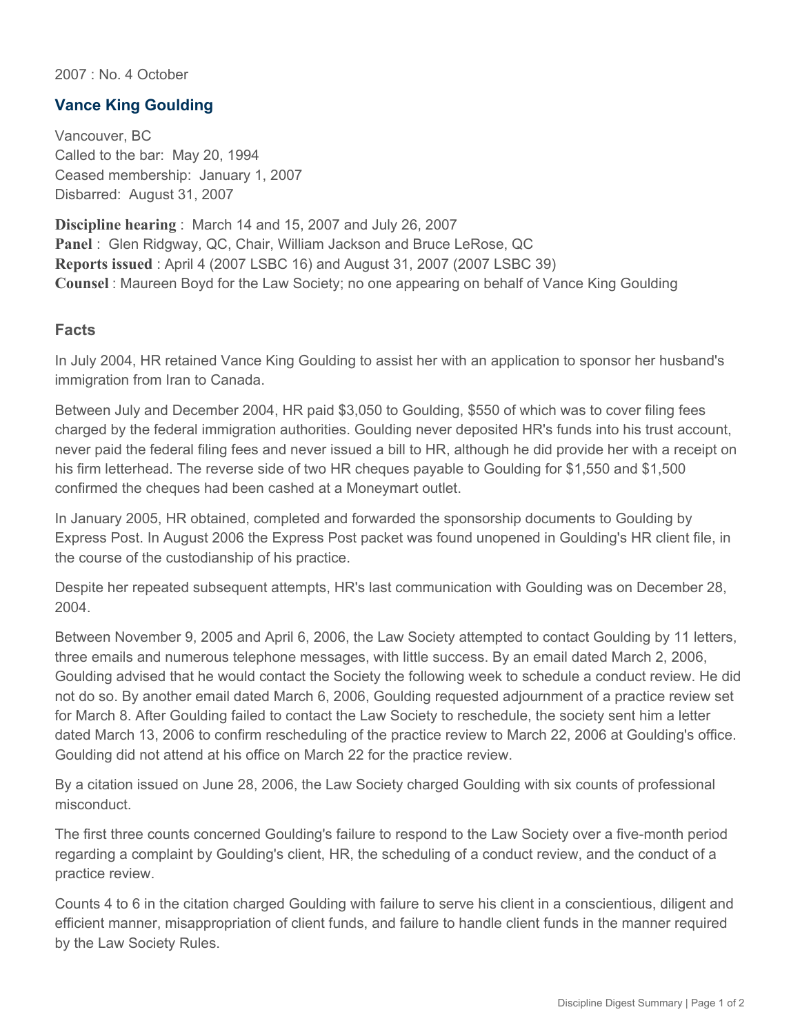2007 : No. 4 October

## Vance King Goulding

Vancouver, BC
Called to the bar: May 20, 1994
Ceased membership: January 1, 2007
Disbarred: August 31, 2007

**Discipline hearing** : March 14 and 15, 2007 and July 26, 2007
**Panel** : Glen Ridgway, QC, Chair, William Jackson and Bruce LeRose, QC
**Reports issued** : April 4 (2007 LSBC 16) and August 31, 2007 (2007 LSBC 39)
**Counsel** : Maureen Boyd for the Law Society; no one appearing on behalf of Vance King Goulding

### Facts

In July 2004, HR retained Vance King Goulding to assist her with an application to sponsor her husband's immigration from Iran to Canada.

Between July and December 2004, HR paid $3,050 to Goulding, $550 of which was to cover filing fees charged by the federal immigration authorities. Goulding never deposited HR's funds into his trust account, never paid the federal filing fees and never issued a bill to HR, although he did provide her with a receipt on his firm letterhead. The reverse side of two HR cheques payable to Goulding for $1,550 and $1,500 confirmed the cheques had been cashed at a Moneymart outlet.

In January 2005, HR obtained, completed and forwarded the sponsorship documents to Goulding by Express Post. In August 2006 the Express Post packet was found unopened in Goulding's HR client file, in the course of the custodianship of his practice.

Despite her repeated subsequent attempts, HR's last communication with Goulding was on December 28, 2004.

Between November 9, 2005 and April 6, 2006, the Law Society attempted to contact Goulding by 11 letters, three emails and numerous telephone messages, with little success. By an email dated March 2, 2006, Goulding advised that he would contact the Society the following week to schedule a conduct review. He did not do so. By another email dated March 6, 2006, Goulding requested adjournment of a practice review set for March 8. After Goulding failed to contact the Law Society to reschedule, the society sent him a letter dated March 13, 2006 to confirm rescheduling of the practice review to March 22, 2006 at Goulding's office. Goulding did not attend at his office on March 22 for the practice review.

By a citation issued on June 28, 2006, the Law Society charged Goulding with six counts of professional misconduct.

The first three counts concerned Goulding's failure to respond to the Law Society over a five-month period regarding a complaint by Goulding's client, HR, the scheduling of a conduct review, and the conduct of a practice review.

Counts 4 to 6 in the citation charged Goulding with failure to serve his client in a conscientious, diligent and efficient manner, misappropriation of client funds, and failure to handle client funds in the manner required by the Law Society Rules.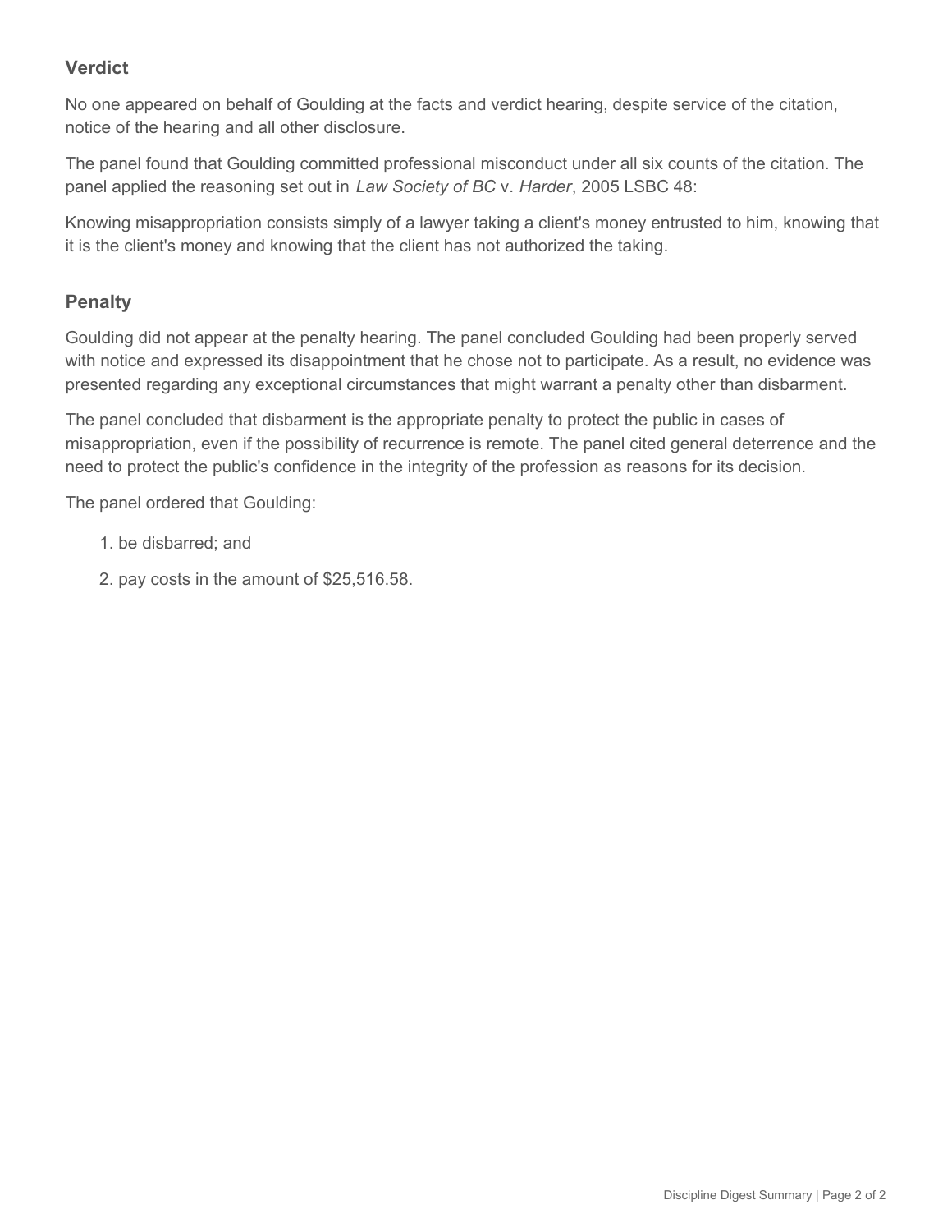## Verdict

No one appeared on behalf of Goulding at the facts and verdict hearing, despite service of the citation, notice of the hearing and all other disclosure.

The panel found that Goulding committed professional misconduct under all six counts of the citation. The panel applied the reasoning set out in *Law Society of BC* v. *Harder*, 2005 LSBC 48:

Knowing misappropriation consists simply of a lawyer taking a client's money entrusted to him, knowing that it is the client's money and knowing that the client has not authorized the taking.

## Penalty

Goulding did not appear at the penalty hearing. The panel concluded Goulding had been properly served with notice and expressed its disappointment that he chose not to participate. As a result, no evidence was presented regarding any exceptional circumstances that might warrant a penalty other than disbarment.

The panel concluded that disbarment is the appropriate penalty to protect the public in cases of misappropriation, even if the possibility of recurrence is remote. The panel cited general deterrence and the need to protect the public's confidence in the integrity of the profession as reasons for its decision.

The panel ordered that Goulding:

1. be disbarred; and
2. pay costs in the amount of $25,516.58.